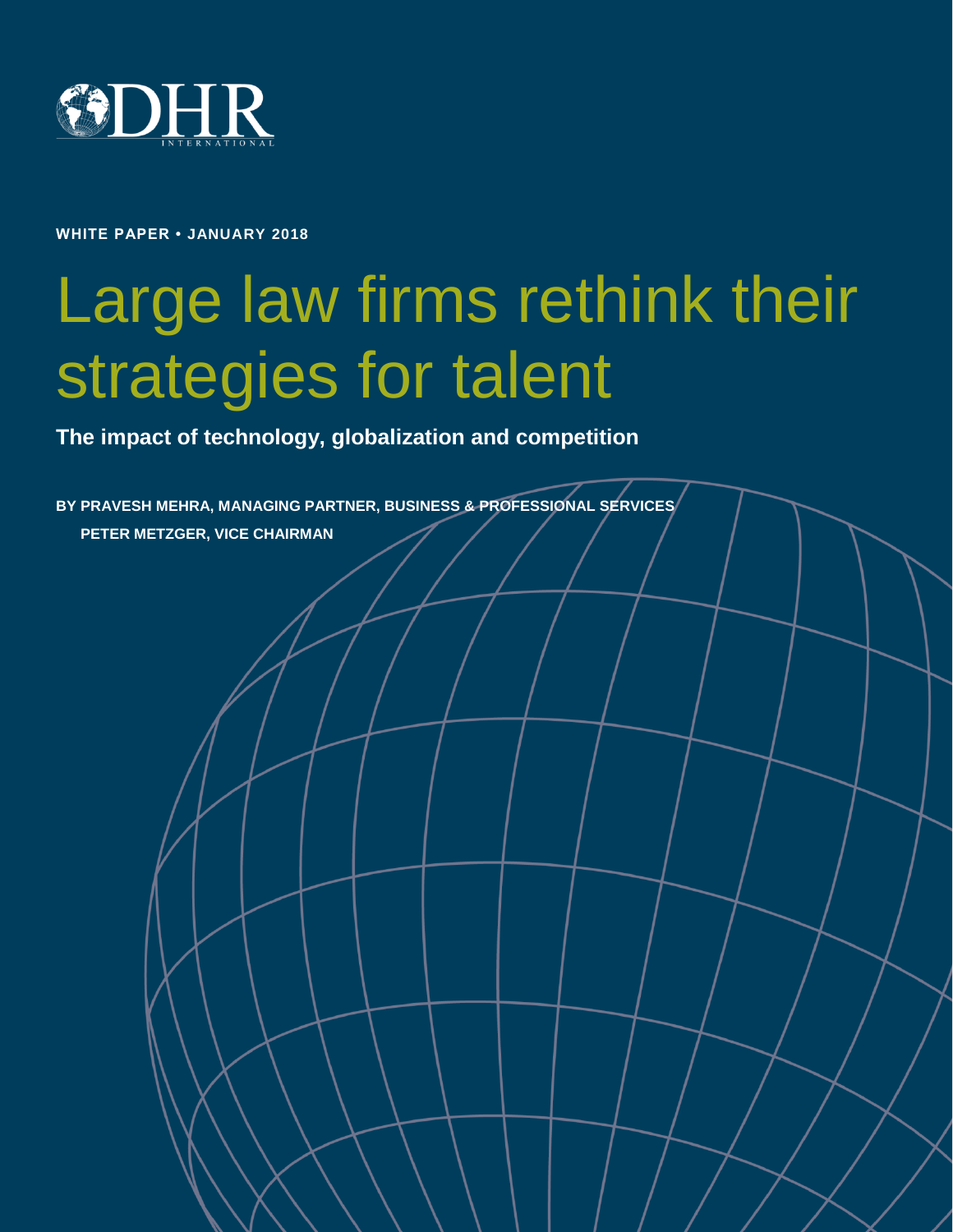DHR INTERNATIONAL

**WHITE PAPER • JANUARY 2018**

# Large law firms rethink their strategies for talent

**The impact of technology, globalization and competition**

**BY PRAVESH MEHRA, MANAGING PARTNER, BUSINESS & PROFESSIONAL SERVICES**

**PETER METZGER, VICE CHAIRMAN**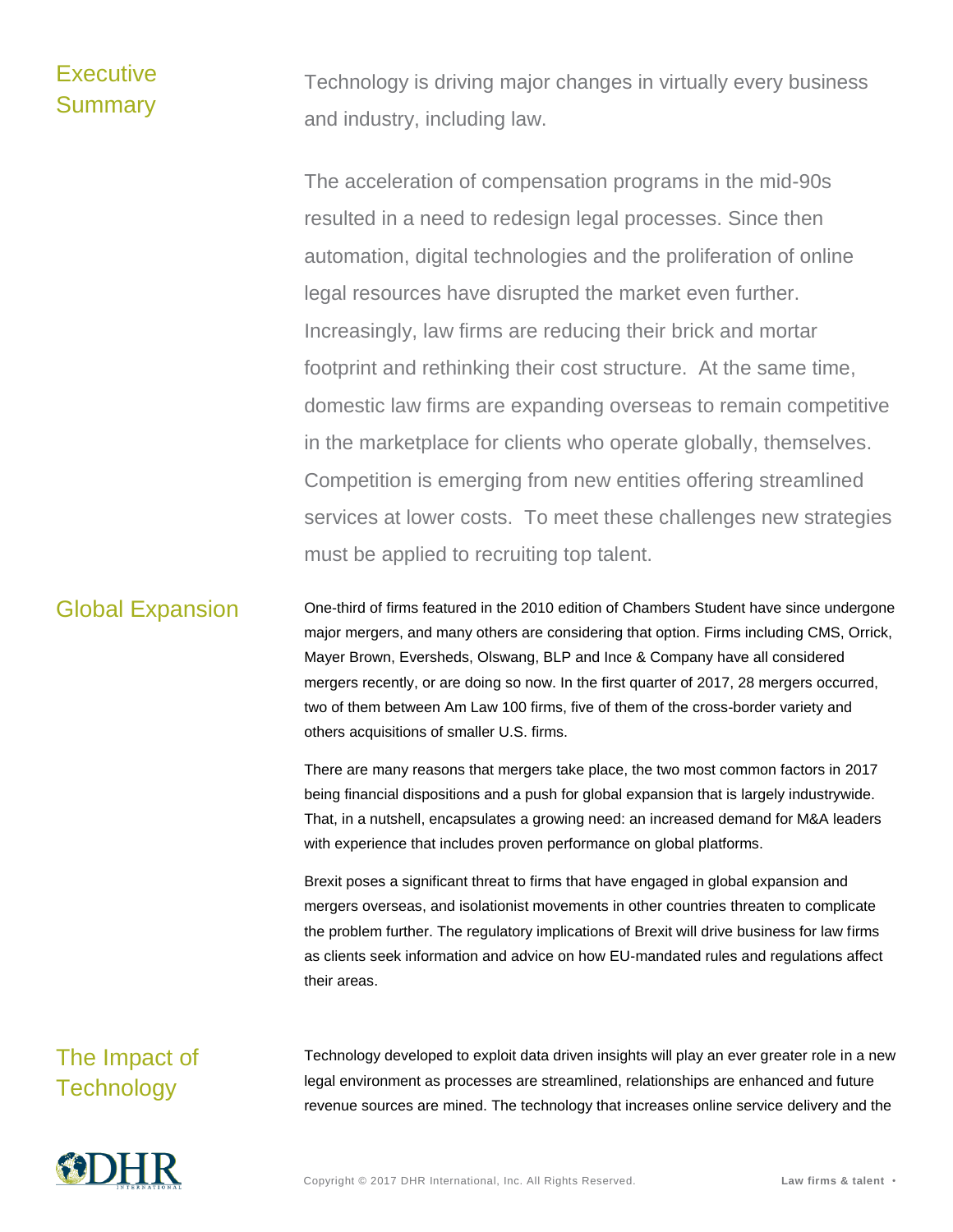## Executive Summary

Technology is driving major changes in virtually every business and industry, including law.

The acceleration of compensation programs in the mid-90s resulted in a need to redesign legal processes. Since then automation, digital technologies and the proliferation of online legal resources have disrupted the market even further. Increasingly, law firms are reducing their brick and mortar footprint and rethinking their cost structure. At the same time, domestic law firms are expanding overseas to remain competitive in the marketplace for clients who operate globally, themselves. Competition is emerging from new entities offering streamlined services at lower costs. To meet these challenges new strategies must be applied to recruiting top talent.

## Global Expansion

One-third of firms featured in the 2010 edition of Chambers Student have since undergone major mergers, and many others are considering that option. Firms including CMS, Orrick, Mayer Brown, Eversheds, Olswang, BLP and Ince & Company have all considered mergers recently, or are doing so now. In the first quarter of 2017, 28 mergers occurred, two of them between Am Law 100 firms, five of them of the cross-border variety and others acquisitions of smaller U.S. firms.

There are many reasons that mergers take place, the two most common factors in 2017 being financial dispositions and a push for global expansion that is largely industrywide. That, in a nutshell, encapsulates a growing need: an increased demand for M&A leaders with experience that includes proven performance on global platforms.

Brexit poses a significant threat to firms that have engaged in global expansion and mergers overseas, and isolationist movements in other countries threaten to complicate the problem further. The regulatory implications of Brexit will drive business for law firms as clients seek information and advice on how EU-mandated rules and regulations affect their areas.

## The Impact of Technology

Technology developed to exploit data driven insights will play an ever greater role in a new legal environment as processes are streamlined, relationships are enhanced and future revenue sources are mined. The technology that increases online service delivery and the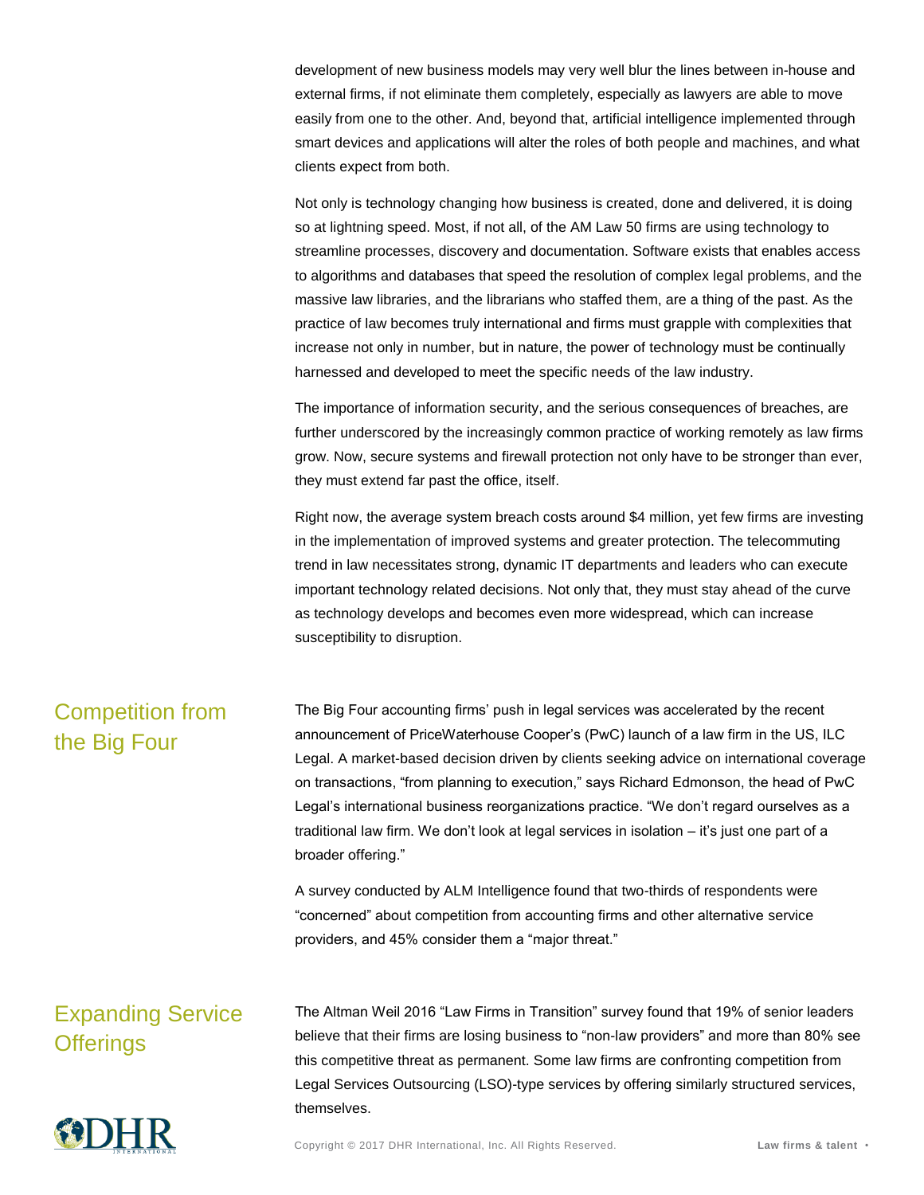development of new business models may very well blur the lines between in-house and external firms, if not eliminate them completely, especially as lawyers are able to move easily from one to the other. And, beyond that, artificial intelligence implemented through smart devices and applications will alter the roles of both people and machines, and what clients expect from both.

Not only is technology changing how business is created, done and delivered, it is doing so at lightning speed. Most, if not all, of the AM Law 50 firms are using technology to streamline processes, discovery and documentation. Software exists that enables access to algorithms and databases that speed the resolution of complex legal problems, and the massive law libraries, and the librarians who staffed them, are a thing of the past. As the practice of law becomes truly international and firms must grapple with complexities that increase not only in number, but in nature, the power of technology must be continually harnessed and developed to meet the specific needs of the law industry.

The importance of information security, and the serious consequences of breaches, are further underscored by the increasingly common practice of working remotely as law firms grow. Now, secure systems and firewall protection not only have to be stronger than ever, they must extend far past the office, itself.

Right now, the average system breach costs around $4 million, yet few firms are investing in the implementation of improved systems and greater protection. The telecommuting trend in law necessitates strong, dynamic IT departments and leaders who can execute important technology related decisions. Not only that, they must stay ahead of the curve as technology develops and becomes even more widespread, which can increase susceptibility to disruption.

## Competition from the Big Four

The Big Four accounting firms' push in legal services was accelerated by the recent announcement of PriceWaterhouse Cooper's (PwC) launch of a law firm in the US, ILC Legal. A market-based decision driven by clients seeking advice on international coverage on transactions, "from planning to execution," says Richard Edmonson, the head of PwC Legal's international business reorganizations practice. "We don't regard ourselves as a traditional law firm. We don't look at legal services in isolation – it's just one part of a broader offering."

A survey conducted by ALM Intelligence found that two-thirds of respondents were "concerned" about competition from accounting firms and other alternative service providers, and 45% consider them a "major threat."

## Expanding Service Offerings

The Altman Weil 2016 "Law Firms in Transition" survey found that 19% of senior leaders believe that their firms are losing business to "non-law providers" and more than 80% see this competitive threat as permanent. Some law firms are confronting competition from Legal Services Outsourcing (LSO)-type services by offering similarly structured services, themselves.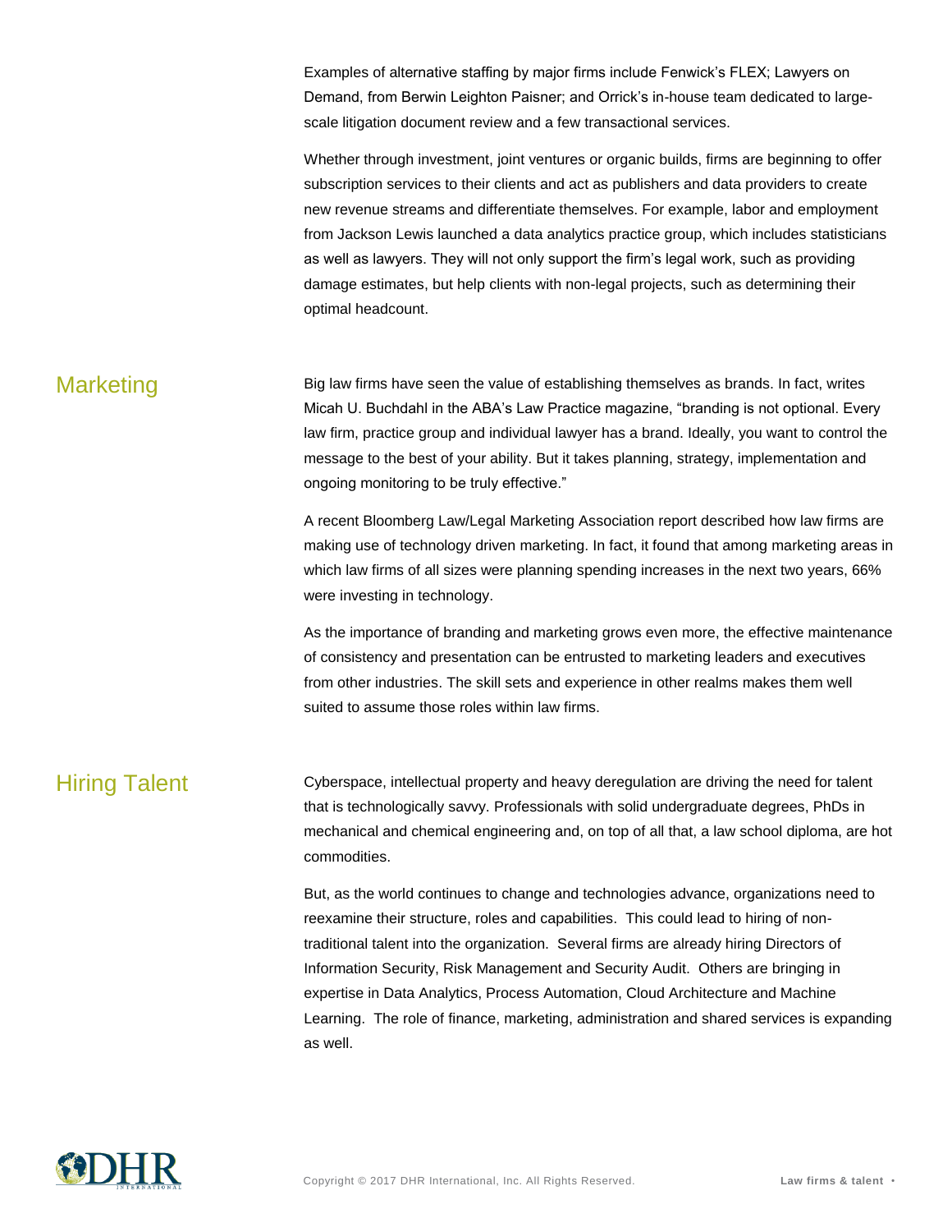Examples of alternative staffing by major firms include Fenwick's FLEX; Lawyers on Demand, from Berwin Leighton Paisner; and Orrick's in-house team dedicated to large-scale litigation document review and a few transactional services.

Whether through investment, joint ventures or organic builds, firms are beginning to offer subscription services to their clients and act as publishers and data providers to create new revenue streams and differentiate themselves. For example, labor and employment from Jackson Lewis launched a data analytics practice group, which includes statisticians as well as lawyers. They will not only support the firm's legal work, such as providing damage estimates, but help clients with non-legal projects, such as determining their optimal headcount.

## Marketing

Big law firms have seen the value of establishing themselves as brands. In fact, writes Micah U. Buchdahl in the ABA's Law Practice magazine, "branding is not optional. Every law firm, practice group and individual lawyer has a brand. Ideally, you want to control the message to the best of your ability. But it takes planning, strategy, implementation and ongoing monitoring to be truly effective."

A recent Bloomberg Law/Legal Marketing Association report described how law firms are making use of technology driven marketing. In fact, it found that among marketing areas in which law firms of all sizes were planning spending increases in the next two years, 66% were investing in technology.

As the importance of branding and marketing grows even more, the effective maintenance of consistency and presentation can be entrusted to marketing leaders and executives from other industries. The skill sets and experience in other realms makes them well suited to assume those roles within law firms.

## Hiring Talent

Cyberspace, intellectual property and heavy deregulation are driving the need for talent that is technologically savvy. Professionals with solid undergraduate degrees, PhDs in mechanical and chemical engineering and, on top of all that, a law school diploma, are hot commodities.

But, as the world continues to change and technologies advance, organizations need to reexamine their structure, roles and capabilities. This could lead to hiring of non-traditional talent into the organization. Several firms are already hiring Directors of Information Security, Risk Management and Security Audit. Others are bringing in expertise in Data Analytics, Process Automation, Cloud Architecture and Machine Learning. The role of finance, marketing, administration and shared services is expanding as well.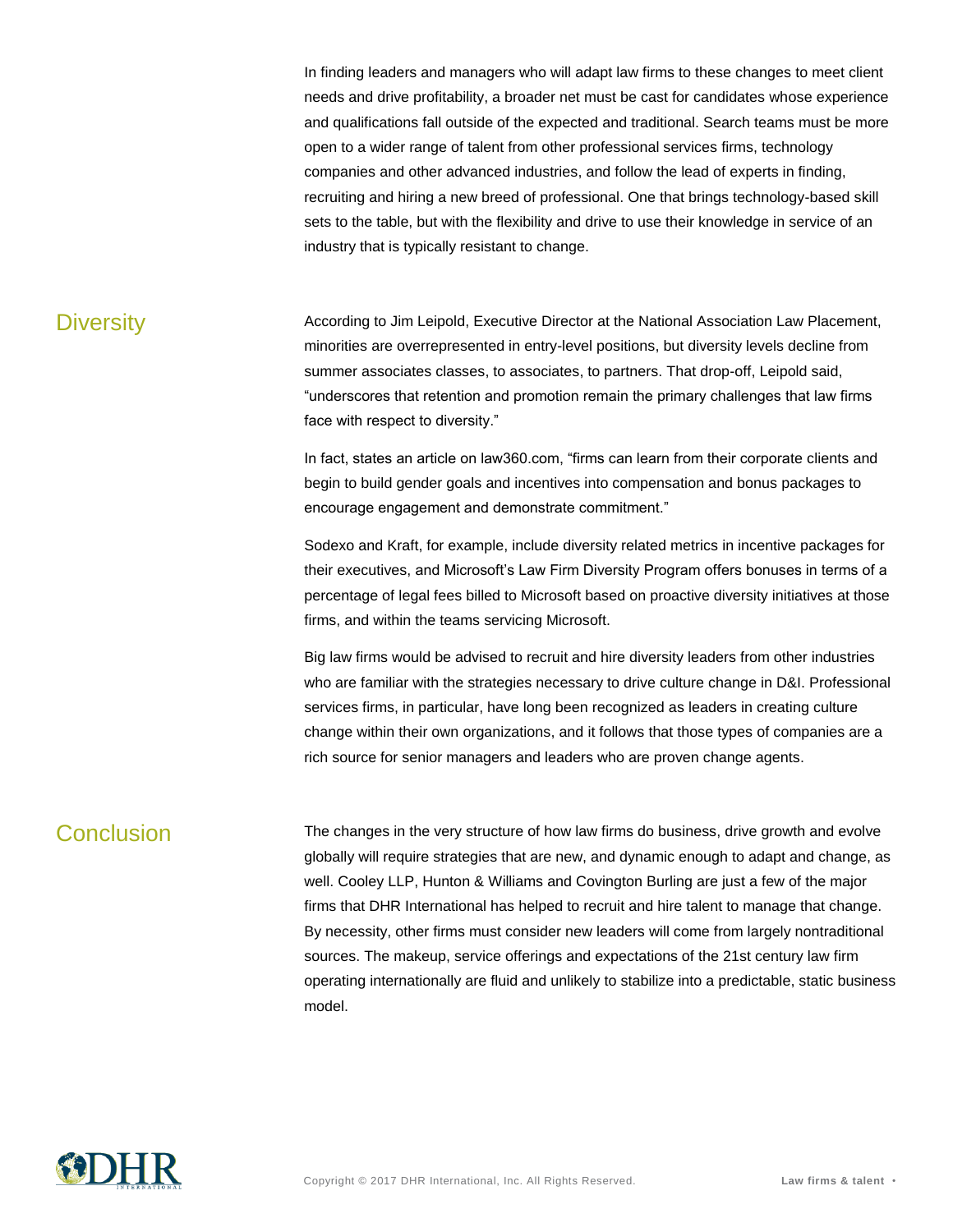In finding leaders and managers who will adapt law firms to these changes to meet client needs and drive profitability, a broader net must be cast for candidates whose experience and qualifications fall outside of the expected and traditional. Search teams must be more open to a wider range of talent from other professional services firms, technology companies and other advanced industries, and follow the lead of experts in finding, recruiting and hiring a new breed of professional. One that brings technology-based skill sets to the table, but with the flexibility and drive to use their knowledge in service of an industry that is typically resistant to change.

## Diversity

According to Jim Leipold, Executive Director at the National Association Law Placement, minorities are overrepresented in entry-level positions, but diversity levels decline from summer associates classes, to associates, to partners. That drop-off, Leipold said, “underscores that retention and promotion remain the primary challenges that law firms face with respect to diversity.”

In fact, states an article on law360.com, “firms can learn from their corporate clients and begin to build gender goals and incentives into compensation and bonus packages to encourage engagement and demonstrate commitment.”

Sodexo and Kraft, for example, include diversity related metrics in incentive packages for their executives, and Microsoft’s Law Firm Diversity Program offers bonuses in terms of a percentage of legal fees billed to Microsoft based on proactive diversity initiatives at those firms, and within the teams servicing Microsoft.

Big law firms would be advised to recruit and hire diversity leaders from other industries who are familiar with the strategies necessary to drive culture change in D&I. Professional services firms, in particular, have long been recognized as leaders in creating culture change within their own organizations, and it follows that those types of companies are a rich source for senior managers and leaders who are proven change agents.

## Conclusion

The changes in the very structure of how law firms do business, drive growth and evolve globally will require strategies that are new, and dynamic enough to adapt and change, as well. Cooley LLP, Hunton & Williams and Covington Burling are just a few of the major firms that DHR International has helped to recruit and hire talent to manage that change. By necessity, other firms must consider new leaders will come from largely nontraditional sources. The makeup, service offerings and expectations of the 21st century law firm operating internationally are fluid and unlikely to stabilize into a predictable, static business model.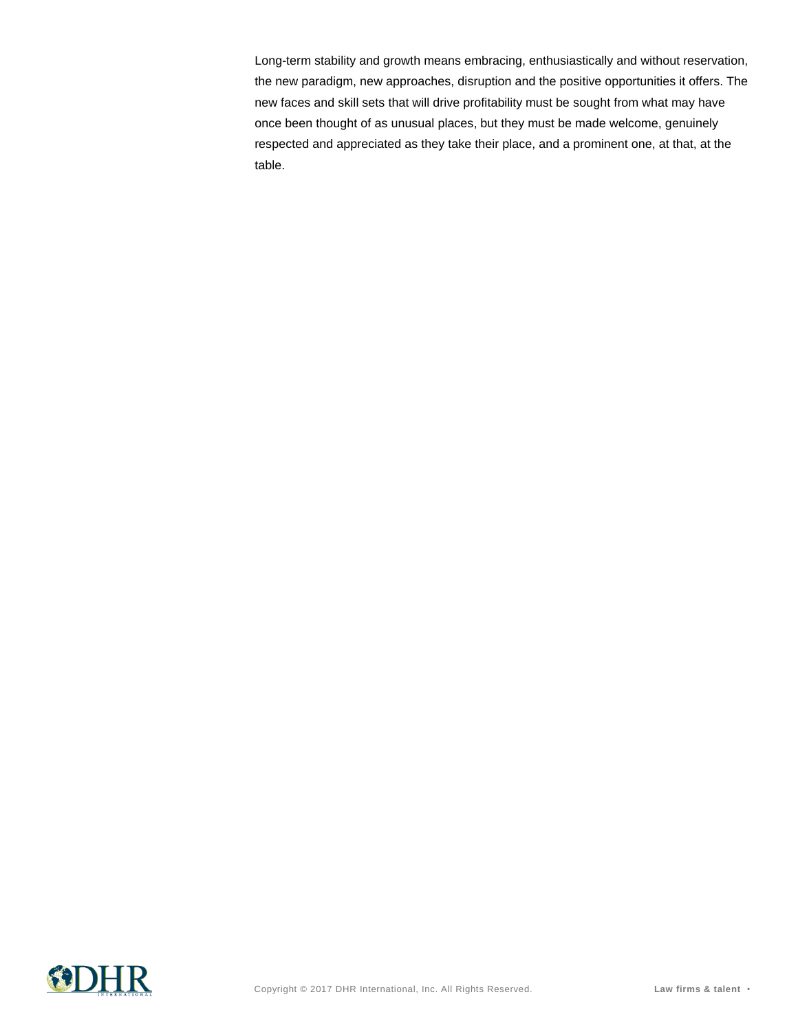Long-term stability and growth means embracing, enthusiastically and without reservation, the new paradigm, new approaches, disruption and the positive opportunities it offers. The new faces and skill sets that will drive profitability must be sought from what may have once been thought of as unusual places, but they must be made welcome, genuinely respected and appreciated as they take their place, and a prominent one, at that, at the table.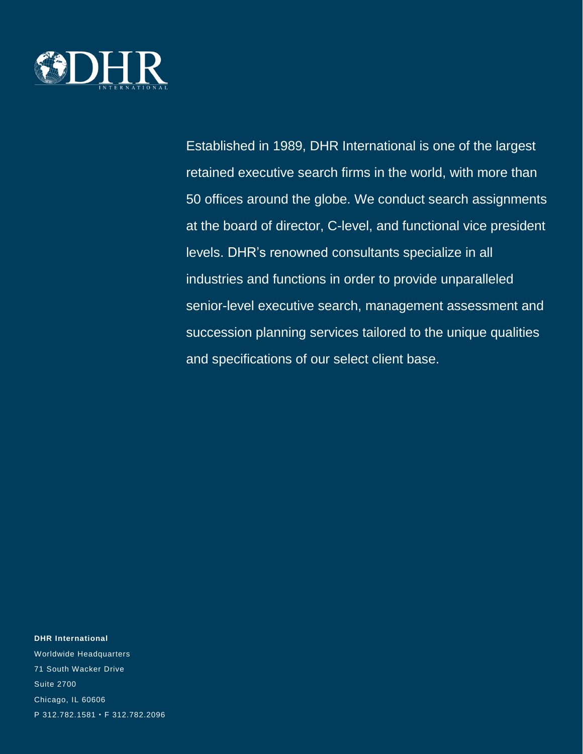DHR INTERNATIONAL

Established in 1989, DHR International is one of the largest retained executive search firms in the world, with more than 50 offices around the globe. We conduct search assignments at the board of director, C-level, and functional vice president levels. DHR's renowned consultants specialize in all industries and functions in order to provide unparalleled senior-level executive search, management assessment and succession planning services tailored to the unique qualities and specifications of our select client base.

**DHR International**

Worldwide Headquarters

71 South Wacker Drive

Suite 2700

Chicago, IL 60606

P 312.782.1581 • F 312.782.2096